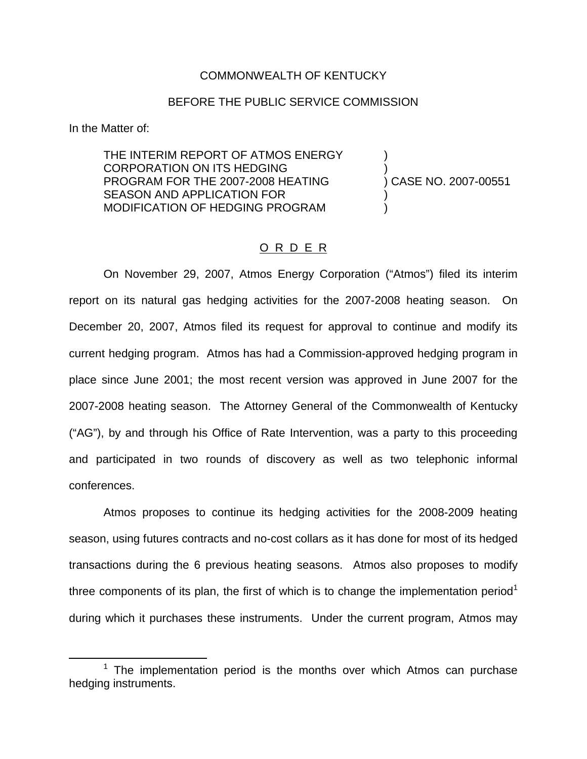COMMONWEALTH OF KENTUCKY

BEFORE THE PUBLIC SERVICE COMMISSION

In the Matter of:

THE INTERIM REPORT OF ATMOS ENERGY CORPORATION ON ITS HEDGING PROGRAM FOR THE 2007-2008 HEATING SEASON AND APPLICATION FOR MODIFICATION OF HEDGING PROGRAM ) CASE NO. 2007-00551

O R D E R

On November 29, 2007, Atmos Energy Corporation ("Atmos") filed its interim report on its natural gas hedging activities for the 2007-2008 heating season. On December 20, 2007, Atmos filed its request for approval to continue and modify its current hedging program. Atmos has had a Commission-approved hedging program in place since June 2001; the most recent version was approved in June 2007 for the 2007-2008 heating season. The Attorney General of the Commonwealth of Kentucky ("AG"), by and through his Office of Rate Intervention, was a party to this proceeding and participated in two rounds of discovery as well as two telephonic informal conferences.

Atmos proposes to continue its hedging activities for the 2008-2009 heating season, using futures contracts and no-cost collars as it has done for most of its hedged transactions during the 6 previous heating seasons. Atmos also proposes to modify three components of its plan, the first of which is to change the implementation period[1] during which it purchases these instruments. Under the current program, Atmos may

[1] The implementation period is the months over which Atmos can purchase hedging instruments.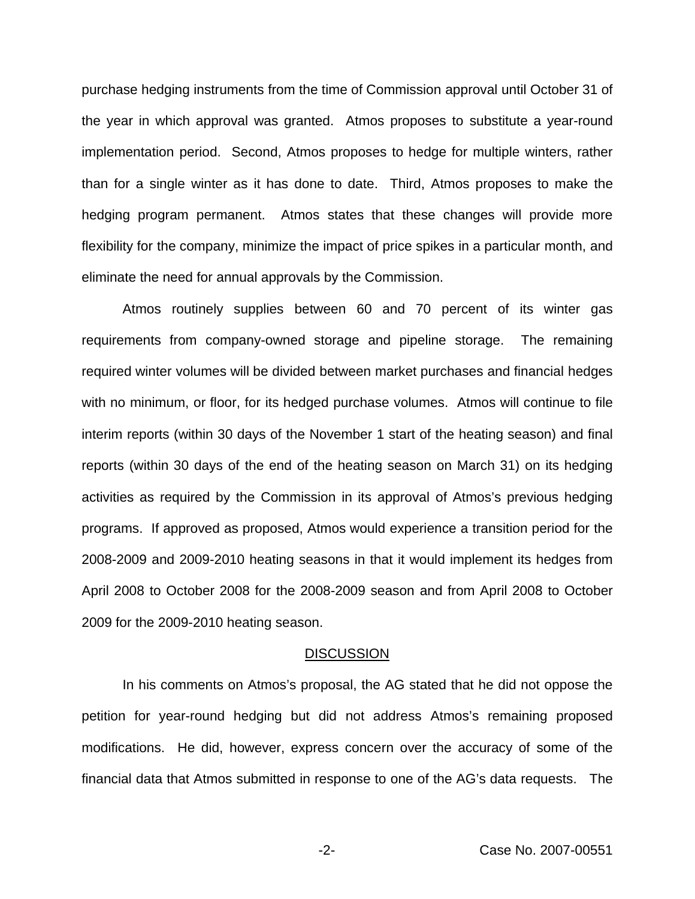purchase hedging instruments from the time of Commission approval until October 31 of the year in which approval was granted. Atmos proposes to substitute a year-round implementation period. Second, Atmos proposes to hedge for multiple winters, rather than for a single winter as it has done to date. Third, Atmos proposes to make the hedging program permanent. Atmos states that these changes will provide more flexibility for the company, minimize the impact of price spikes in a particular month, and eliminate the need for annual approvals by the Commission.

Atmos routinely supplies between 60 and 70 percent of its winter gas requirements from company-owned storage and pipeline storage. The remaining required winter volumes will be divided between market purchases and financial hedges with no minimum, or floor, for its hedged purchase volumes. Atmos will continue to file interim reports (within 30 days of the November 1 start of the heating season) and final reports (within 30 days of the end of the heating season on March 31) on its hedging activities as required by the Commission in its approval of Atmos's previous hedging programs. If approved as proposed, Atmos would experience a transition period for the 2008-2009 and 2009-2010 heating seasons in that it would implement its hedges from April 2008 to October 2008 for the 2008-2009 season and from April 2008 to October 2009 for the 2009-2010 heating season.

## DISCUSSION

In his comments on Atmos's proposal, the AG stated that he did not oppose the petition for year-round hedging but did not address Atmos's remaining proposed modifications. He did, however, express concern over the accuracy of some of the financial data that Atmos submitted in response to one of the AG's data requests. The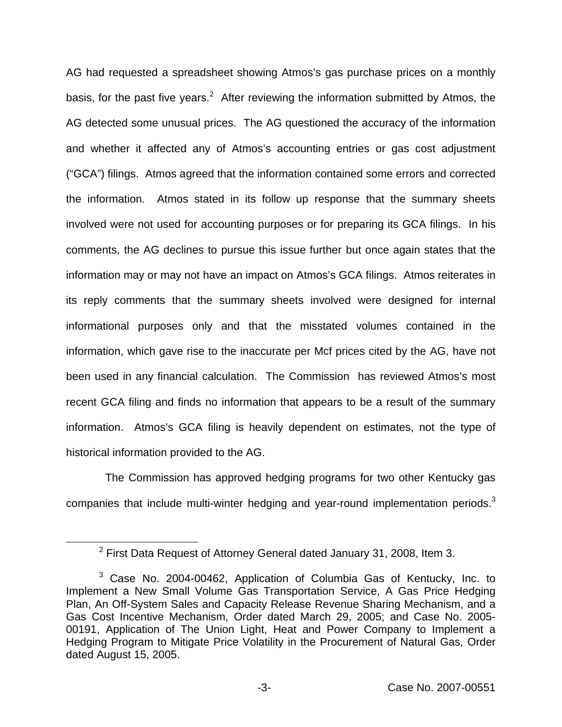AG had requested a spreadsheet showing Atmos's gas purchase prices on a monthly basis, for the past five years.[2] After reviewing the information submitted by Atmos, the AG detected some unusual prices. The AG questioned the accuracy of the information and whether it affected any of Atmos's accounting entries or gas cost adjustment ("GCA") filings. Atmos agreed that the information contained some errors and corrected the information. Atmos stated in its follow up response that the summary sheets involved were not used for accounting purposes or for preparing its GCA filings. In his comments, the AG declines to pursue this issue further but once again states that the information may or may not have an impact on Atmos's GCA filings. Atmos reiterates in its reply comments that the summary sheets involved were designed for internal informational purposes only and that the misstated volumes contained in the information, which gave rise to the inaccurate per Mcf prices cited by the AG, have not been used in any financial calculation. The Commission has reviewed Atmos's most recent GCA filing and finds no information that appears to be a result of the summary information. Atmos's GCA filing is heavily dependent on estimates, not the type of historical information provided to the AG.

The Commission has approved hedging programs for two other Kentucky gas companies that include multi-winter hedging and year-round implementation periods.[3]

---

[2] First Data Request of Attorney General dated January 31, 2008, Item 3.

[3] Case No. 2004-00462, Application of Columbia Gas of Kentucky, Inc. to Implement a New Small Volume Gas Transportation Service, A Gas Price Hedging Plan, An Off-System Sales and Capacity Release Revenue Sharing Mechanism, and a Gas Cost Incentive Mechanism, Order dated March 29, 2005; and Case No. 2005-00191, Application of The Union Light, Heat and Power Company to Implement a Hedging Program to Mitigate Price Volatility in the Procurement of Natural Gas, Order dated August 15, 2005.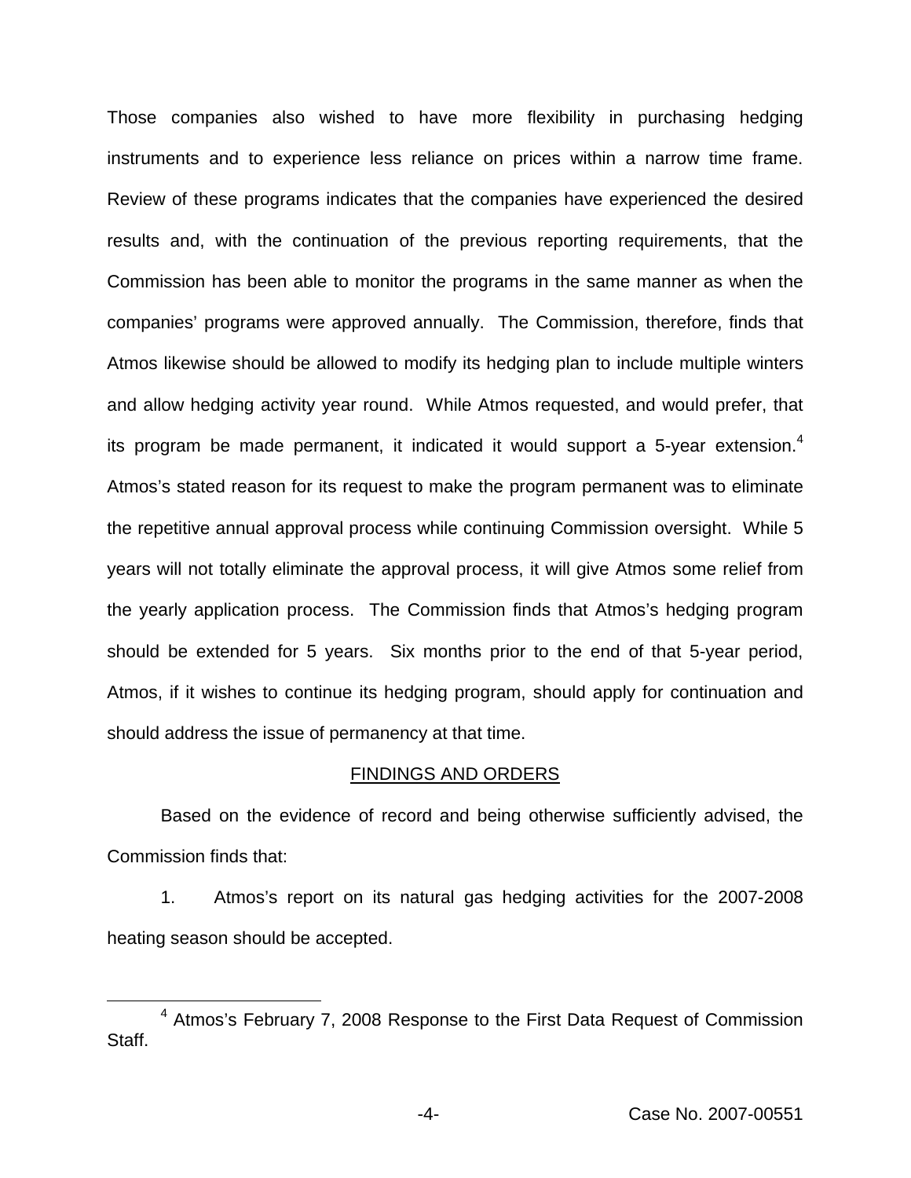Those companies also wished to have more flexibility in purchasing hedging instruments and to experience less reliance on prices within a narrow time frame. Review of these programs indicates that the companies have experienced the desired results and, with the continuation of the previous reporting requirements, that the Commission has been able to monitor the programs in the same manner as when the companies' programs were approved annually. The Commission, therefore, finds that Atmos likewise should be allowed to modify its hedging plan to include multiple winters and allow hedging activity year round. While Atmos requested, and would prefer, that its program be made permanent, it indicated it would support a 5-year extension.[4] Atmos's stated reason for its request to make the program permanent was to eliminate the repetitive annual approval process while continuing Commission oversight. While 5 years will not totally eliminate the approval process, it will give Atmos some relief from the yearly application process. The Commission finds that Atmos's hedging program should be extended for 5 years. Six months prior to the end of that 5-year period, Atmos, if it wishes to continue its hedging program, should apply for continuation and should address the issue of permanency at that time.

## FINDINGS AND ORDERS

Based on the evidence of record and being otherwise sufficiently advised, the Commission finds that:

1. Atmos's report on its natural gas hedging activities for the 2007-2008 heating season should be accepted.

[4] Atmos's February 7, 2008 Response to the First Data Request of Commission Staff.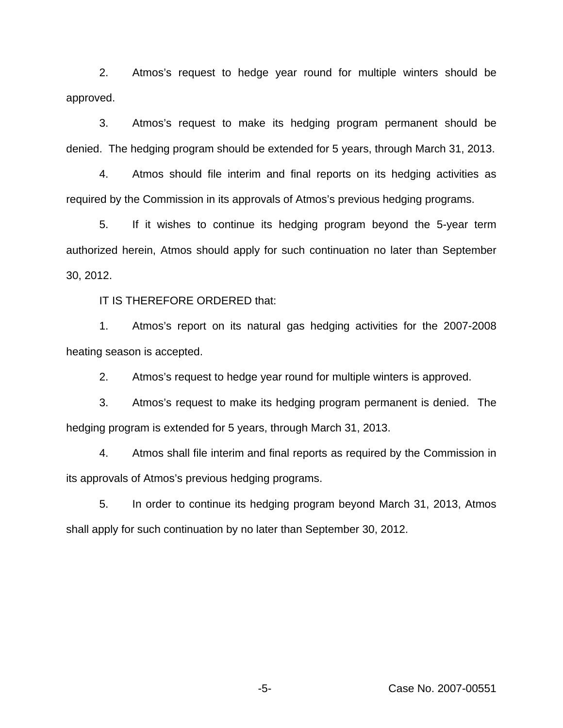2. Atmos's request to hedge year round for multiple winters should be approved.

3. Atmos's request to make its hedging program permanent should be denied. The hedging program should be extended for 5 years, through March 31, 2013.

4. Atmos should file interim and final reports on its hedging activities as required by the Commission in its approvals of Atmos's previous hedging programs.

5. If it wishes to continue its hedging program beyond the 5-year term authorized herein, Atmos should apply for such continuation no later than September 30, 2012.

IT IS THEREFORE ORDERED that:

1. Atmos's report on its natural gas hedging activities for the 2007-2008 heating season is accepted.

2. Atmos's request to hedge year round for multiple winters is approved.

3. Atmos's request to make its hedging program permanent is denied. The hedging program is extended for 5 years, through March 31, 2013.

4. Atmos shall file interim and final reports as required by the Commission in its approvals of Atmos's previous hedging programs.

5. In order to continue its hedging program beyond March 31, 2013, Atmos shall apply for such continuation by no later than September 30, 2012.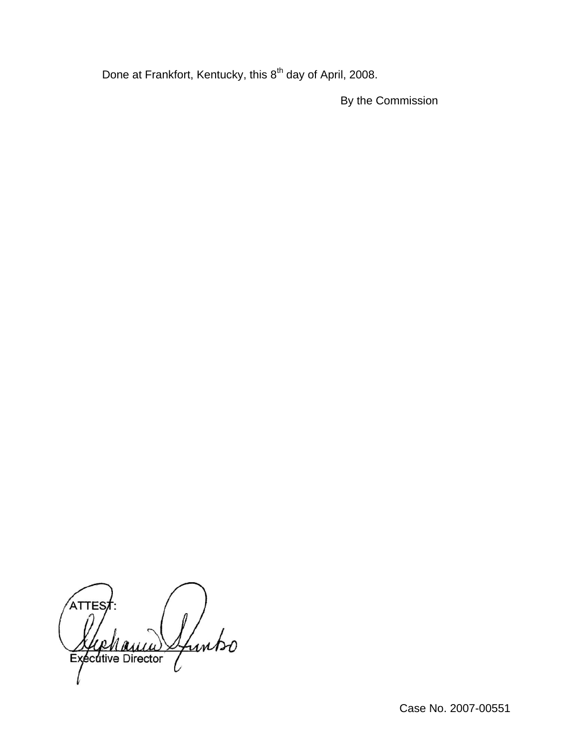Done at Frankfort, Kentucky, this 8th day of April, 2008.

By the Commission

ATTEST:

Executive Director

Case No. 2007-00551